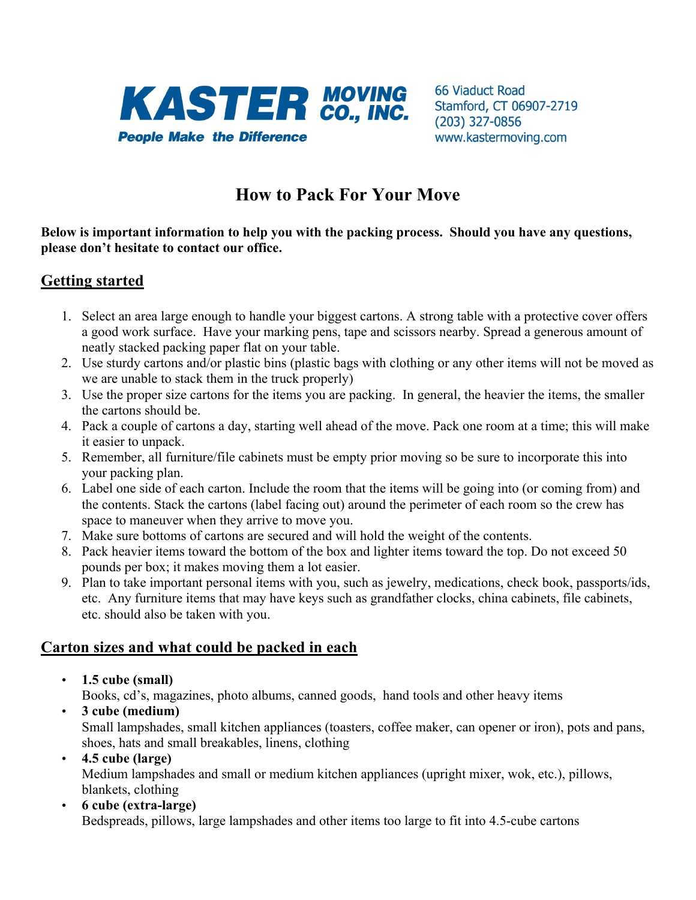**KASTER MOVING CO., INC.**

*People Make the Difference*

66 Viaduct Road
Stamford, CT 06907-2719
(203) 327-0856
www.kastermoving.com

# How to Pack For Your Move

**Below is important information to help you with the packing process. Should you have any questions, please don't hesitate to contact our office.**

## Getting started

1. Select an area large enough to handle your biggest cartons. A strong table with a protective cover offers a good work surface. Have your marking pens, tape and scissors nearby. Spread a generous amount of neatly stacked packing paper flat on your table.
2. Use sturdy cartons and/or plastic bins (plastic bags with clothing or any other items will not be moved as we are unable to stack them in the truck properly)
3. Use the proper size cartons for the items you are packing. In general, the heavier the items, the smaller the cartons should be.
4. Pack a couple of cartons a day, starting well ahead of the move. Pack one room at a time; this will make it easier to unpack.
5. Remember, all furniture/file cabinets must be empty prior moving so be sure to incorporate this into your packing plan.
6. Label one side of each carton. Include the room that the items will be going into (or coming from) and the contents. Stack the cartons (label facing out) around the perimeter of each room so the crew has space to maneuver when they arrive to move you.
7. Make sure bottoms of cartons are secured and will hold the weight of the contents.
8. Pack heavier items toward the bottom of the box and lighter items toward the top. Do not exceed 50 pounds per box; it makes moving them a lot easier.
9. Plan to take important personal items with you, such as jewelry, medications, check book, passports/ids, etc. Any furniture items that may have keys such as grandfather clocks, china cabinets, file cabinets, etc. should also be taken with you.

## Carton sizes and what could be packed in each

- **1.5 cube (small)**
  Books, cd's, magazines, photo albums, canned goods, hand tools and other heavy items
- **3 cube (medium)**
  Small lampshades, small kitchen appliances (toasters, coffee maker, can opener or iron), pots and pans, shoes, hats and small breakables, linens, clothing
- **4.5 cube (large)**
  Medium lampshades and small or medium kitchen appliances (upright mixer, wok, etc.), pillows, blankets, clothing
- **6 cube (extra-large)**
  Bedspreads, pillows, large lampshades and other items too large to fit into 4.5-cube cartons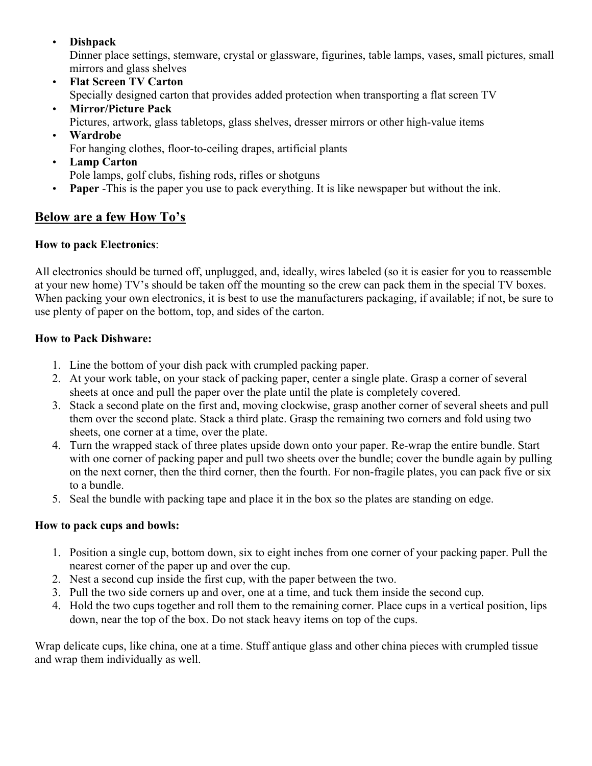- **Dishpack**
  Dinner place settings, stemware, crystal or glassware, figurines, table lamps, vases, small pictures, small mirrors and glass shelves
- **Flat Screen TV Carton**
  Specially designed carton that provides added protection when transporting a flat screen TV
- **Mirror/Picture Pack**
  Pictures, artwork, glass tabletops, glass shelves, dresser mirrors or other high-value items
- **Wardrobe**
  For hanging clothes, floor-to-ceiling drapes, artificial plants
- **Lamp Carton**
  Pole lamps, golf clubs, fishing rods, rifles or shotguns
- **Paper** -This is the paper you use to pack everything. It is like newspaper but without the ink.

## Below are a few How To's

**How to pack Electronics**:

All electronics should be turned off, unplugged, and, ideally, wires labeled (so it is easier for you to reassemble at your new home) TV's should be taken off the mounting so the crew can pack them in the special TV boxes. When packing your own electronics, it is best to use the manufacturers packaging, if available; if not, be sure to use plenty of paper on the bottom, top, and sides of the carton.

**How to Pack Dishware:**

1. Line the bottom of your dish pack with crumpled packing paper.
2. At your work table, on your stack of packing paper, center a single plate. Grasp a corner of several sheets at once and pull the paper over the plate until the plate is completely covered.
3. Stack a second plate on the first and, moving clockwise, grasp another corner of several sheets and pull them over the second plate. Stack a third plate. Grasp the remaining two corners and fold using two sheets, one corner at a time, over the plate.
4. Turn the wrapped stack of three plates upside down onto your paper. Re-wrap the entire bundle. Start with one corner of packing paper and pull two sheets over the bundle; cover the bundle again by pulling on the next corner, then the third corner, then the fourth. For non-fragile plates, you can pack five or six to a bundle.
5. Seal the bundle with packing tape and place it in the box so the plates are standing on edge.

**How to pack cups and bowls:**

1. Position a single cup, bottom down, six to eight inches from one corner of your packing paper. Pull the nearest corner of the paper up and over the cup.
2. Nest a second cup inside the first cup, with the paper between the two.
3. Pull the two side corners up and over, one at a time, and tuck them inside the second cup.
4. Hold the two cups together and roll them to the remaining corner. Place cups in a vertical position, lips down, near the top of the box. Do not stack heavy items on top of the cups.

Wrap delicate cups, like china, one at a time. Stuff antique glass and other china pieces with crumpled tissue and wrap them individually as well.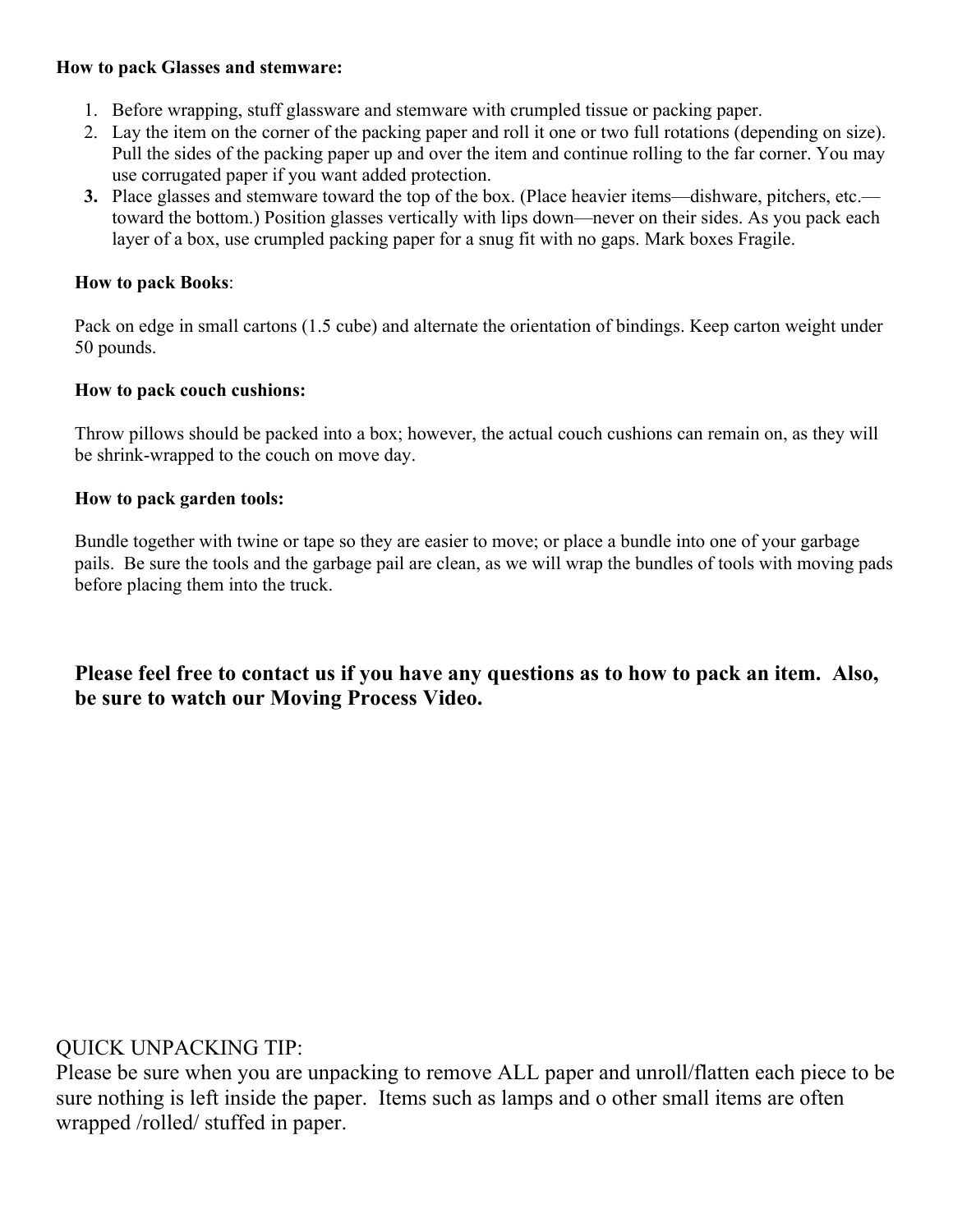**How to pack Glasses and stemware:**

1. Before wrapping, stuff glassware and stemware with crumpled tissue or packing paper.
2. Lay the item on the corner of the packing paper and roll it one or two full rotations (depending on size). Pull the sides of the packing paper up and over the item and continue rolling to the far corner. You may use corrugated paper if you want added protection.
3. Place glasses and stemware toward the top of the box. (Place heavier items—dishware, pitchers, etc.—toward the bottom.) Position glasses vertically with lips down—never on their sides. As you pack each layer of a box, use crumpled packing paper for a snug fit with no gaps. Mark boxes Fragile.

**How to pack Books**:

Pack on edge in small cartons (1.5 cube) and alternate the orientation of bindings. Keep carton weight under 50 pounds.

**How to pack couch cushions:**

Throw pillows should be packed into a box; however, the actual couch cushions can remain on, as they will be shrink-wrapped to the couch on move day.

**How to pack garden tools:**

Bundle together with twine or tape so they are easier to move; or place a bundle into one of your garbage pails. Be sure the tools and the garbage pail are clean, as we will wrap the bundles of tools with moving pads before placing them into the truck.

**Please feel free to contact us if you have any questions as to how to pack an item. Also, be sure to watch our Moving Process Video.**

QUICK UNPACKING TIP:
Please be sure when you are unpacking to remove ALL paper and unroll/flatten each piece to be sure nothing is left inside the paper. Items such as lamps and o other small items are often wrapped /rolled/ stuffed in paper.